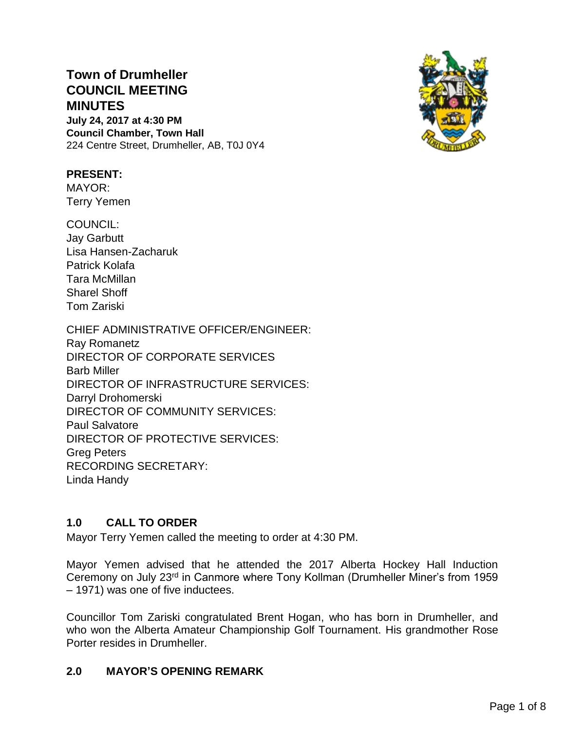# Town of Drumheller COUNCIL MEETING MINUTES

**July 24, 2017 at 4:30 PM**
**Council Chamber, Town Hall**
224 Centre Street, Drumheller, AB, T0J 0Y4

**PRESENT:**
MAYOR:
Terry Yemen

COUNCIL:
Jay Garbutt
Lisa Hansen-Zacharuk
Patrick Kolafa
Tara McMillan
Sharel Shoff
Tom Zariski

CHIEF ADMINISTRATIVE OFFICER/ENGINEER:
Ray Romanetz
DIRECTOR OF CORPORATE SERVICES
Barb Miller
DIRECTOR OF INFRASTRUCTURE SERVICES:
Darryl Drohomerski
DIRECTOR OF COMMUNITY SERVICES:
Paul Salvatore
DIRECTOR OF PROTECTIVE SERVICES:
Greg Peters
RECORDING SECRETARY:
Linda Handy

## 1.0 CALL TO ORDER

Mayor Terry Yemen called the meeting to order at 4:30 PM.

Mayor Yemen advised that he attended the 2017 Alberta Hockey Hall Induction Ceremony on July 23rd in Canmore where Tony Kollman (Drumheller Miner's from 1959 – 1971) was one of five inductees.

Councillor Tom Zariski congratulated Brent Hogan, who has born in Drumheller, and who won the Alberta Amateur Championship Golf Tournament. His grandmother Rose Porter resides in Drumheller.

## 2.0 MAYOR'S OPENING REMARK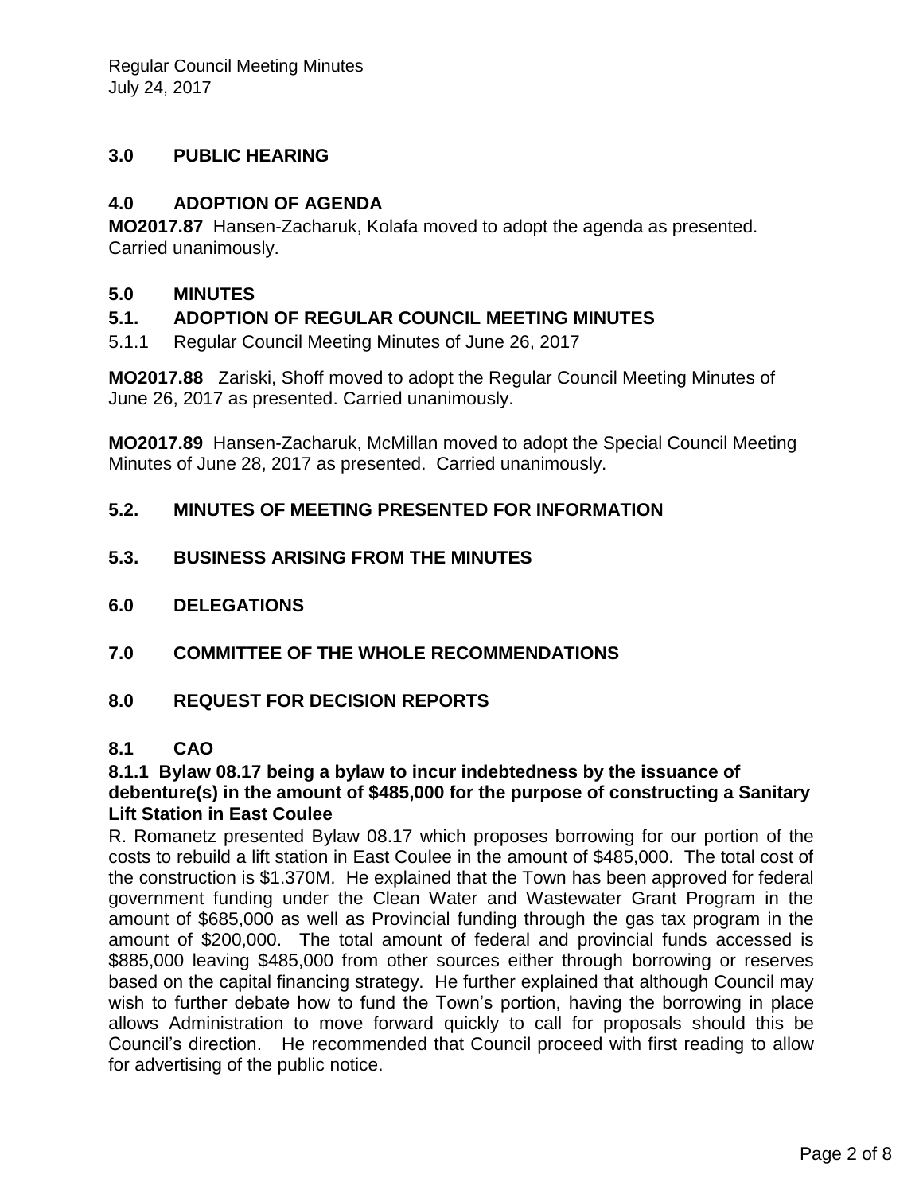## 3.0 PUBLIC HEARING

## 4.0 ADOPTION OF AGENDA

**MO2017.87** Hansen-Zacharuk, Kolafa moved to adopt the agenda as presented. Carried unanimously.

## 5.0 MINUTES

### 5.1. ADOPTION OF REGULAR COUNCIL MEETING MINUTES

5.1.1 Regular Council Meeting Minutes of June 26, 2017

**MO2017.88** Zariski, Shoff moved to adopt the Regular Council Meeting Minutes of June 26, 2017 as presented. Carried unanimously.

**MO2017.89** Hansen-Zacharuk, McMillan moved to adopt the Special Council Meeting Minutes of June 28, 2017 as presented. Carried unanimously.

### 5.2. MINUTES OF MEETING PRESENTED FOR INFORMATION

### 5.3. BUSINESS ARISING FROM THE MINUTES

## 6.0 DELEGATIONS

## 7.0 COMMITTEE OF THE WHOLE RECOMMENDATIONS

## 8.0 REQUEST FOR DECISION REPORTS

### 8.1 CAO

#### 8.1.1 Bylaw 08.17 being a bylaw to incur indebtedness by the issuance of debenture(s) in the amount of $485,000 for the purpose of constructing a Sanitary Lift Station in East Coulee

R. Romanetz presented Bylaw 08.17 which proposes borrowing for our portion of the costs to rebuild a lift station in East Coulee in the amount of $485,000. The total cost of the construction is $1.370M. He explained that the Town has been approved for federal government funding under the Clean Water and Wastewater Grant Program in the amount of $685,000 as well as Provincial funding through the gas tax program in the amount of $200,000. The total amount of federal and provincial funds accessed is $885,000 leaving $485,000 from other sources either through borrowing or reserves based on the capital financing strategy. He further explained that although Council may wish to further debate how to fund the Town's portion, having the borrowing in place allows Administration to move forward quickly to call for proposals should this be Council's direction. He recommended that Council proceed with first reading to allow for advertising of the public notice.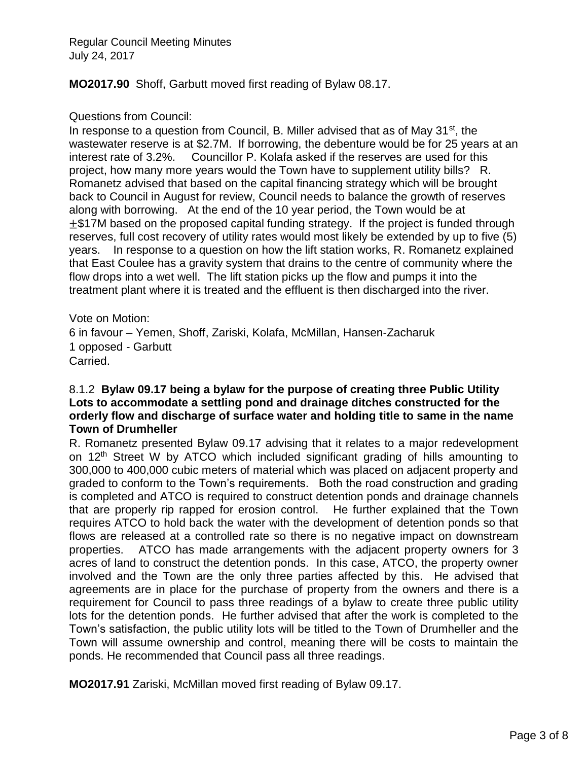**MO2017.90** Shoff, Garbutt moved first reading of Bylaw 08.17.

Questions from Council:
In response to a question from Council, B. Miller advised that as of May 31st, the wastewater reserve is at $2.7M. If borrowing, the debenture would be for 25 years at an interest rate of 3.2%. Councillor P. Kolafa asked if the reserves are used for this project, how many more years would the Town have to supplement utility bills? R. Romanetz advised that based on the capital financing strategy which will be brought back to Council in August for review, Council needs to balance the growth of reserves along with borrowing. At the end of the 10 year period, the Town would be at ±$17M based on the proposed capital funding strategy. If the project is funded through reserves, full cost recovery of utility rates would most likely be extended by up to five (5) years. In response to a question on how the lift station works, R. Romanetz explained that East Coulee has a gravity system that drains to the centre of community where the flow drops into a wet well. The lift station picks up the flow and pumps it into the treatment plant where it is treated and the effluent is then discharged into the river.

Vote on Motion:
6 in favour – Yemen, Shoff, Zariski, Kolafa, McMillan, Hansen-Zacharuk
1 opposed - Garbutt
Carried.

8.1.2 **Bylaw 09.17 being a bylaw for the purpose of creating three Public Utility Lots to accommodate a settling pond and drainage ditches constructed for the orderly flow and discharge of surface water and holding title to same in the name Town of Drumheller**

R. Romanetz presented Bylaw 09.17 advising that it relates to a major redevelopment on 12th Street W by ATCO which included significant grading of hills amounting to 300,000 to 400,000 cubic meters of material which was placed on adjacent property and graded to conform to the Town's requirements. Both the road construction and grading is completed and ATCO is required to construct detention ponds and drainage channels that are properly rip rapped for erosion control. He further explained that the Town requires ATCO to hold back the water with the development of detention ponds so that flows are released at a controlled rate so there is no negative impact on downstream properties. ATCO has made arrangements with the adjacent property owners for 3 acres of land to construct the detention ponds. In this case, ATCO, the property owner involved and the Town are the only three parties affected by this. He advised that agreements are in place for the purchase of property from the owners and there is a requirement for Council to pass three readings of a bylaw to create three public utility lots for the detention ponds. He further advised that after the work is completed to the Town's satisfaction, the public utility lots will be titled to the Town of Drumheller and the Town will assume ownership and control, meaning there will be costs to maintain the ponds. He recommended that Council pass all three readings.

**MO2017.91** Zariski, McMillan moved first reading of Bylaw 09.17.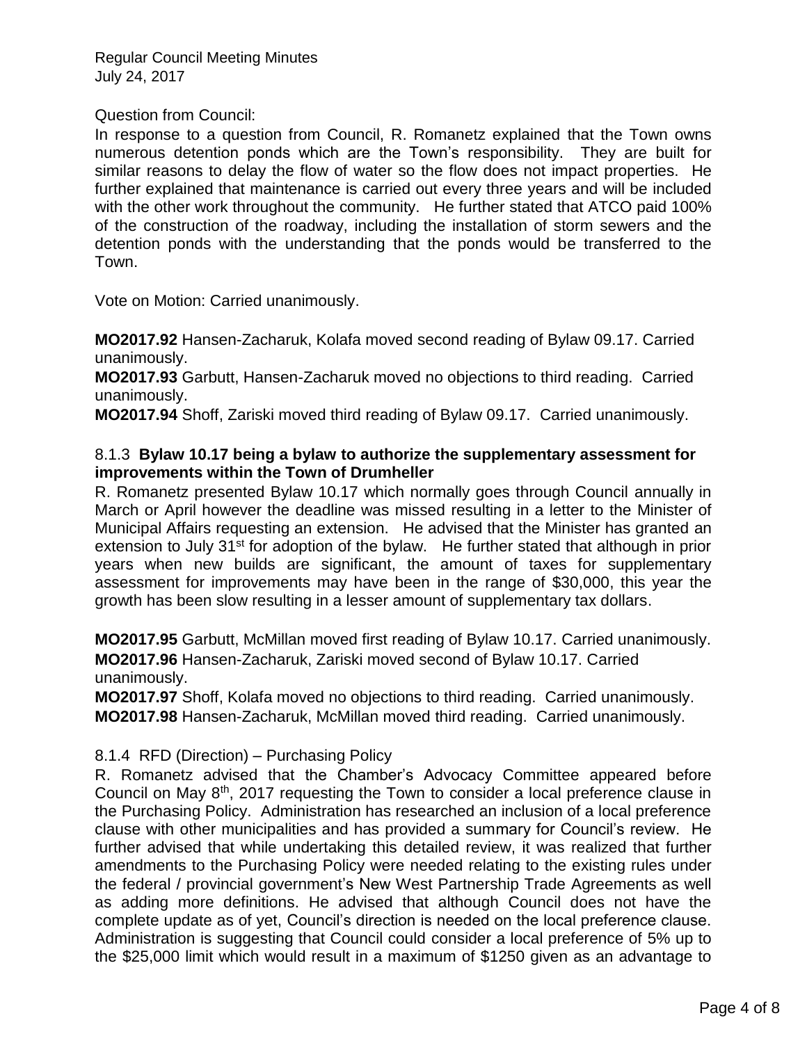Question from Council:

In response to a question from Council, R. Romanetz explained that the Town owns numerous detention ponds which are the Town's responsibility. They are built for similar reasons to delay the flow of water so the flow does not impact properties. He further explained that maintenance is carried out every three years and will be included with the other work throughout the community. He further stated that ATCO paid 100% of the construction of the roadway, including the installation of storm sewers and the detention ponds with the understanding that the ponds would be transferred to the Town.

Vote on Motion: Carried unanimously.

**MO2017.92** Hansen-Zacharuk, Kolafa moved second reading of Bylaw 09.17. Carried unanimously.

**MO2017.93** Garbutt, Hansen-Zacharuk moved no objections to third reading. Carried unanimously.

**MO2017.94** Shoff, Zariski moved third reading of Bylaw 09.17. Carried unanimously.

### 8.1.3 **Bylaw 10.17 being a bylaw to authorize the supplementary assessment for improvements within the Town of Drumheller**

R. Romanetz presented Bylaw 10.17 which normally goes through Council annually in March or April however the deadline was missed resulting in a letter to the Minister of Municipal Affairs requesting an extension. He advised that the Minister has granted an extension to July 31st for adoption of the bylaw. He further stated that although in prior years when new builds are significant, the amount of taxes for supplementary assessment for improvements may have been in the range of $30,000, this year the growth has been slow resulting in a lesser amount of supplementary tax dollars.

**MO2017.95** Garbutt, McMillan moved first reading of Bylaw 10.17. Carried unanimously.

**MO2017.96** Hansen-Zacharuk, Zariski moved second of Bylaw 10.17. Carried unanimously.

**MO2017.97** Shoff, Kolafa moved no objections to third reading. Carried unanimously.

**MO2017.98** Hansen-Zacharuk, McMillan moved third reading. Carried unanimously.

### 8.1.4 RFD (Direction) – Purchasing Policy

R. Romanetz advised that the Chamber's Advocacy Committee appeared before Council on May 8th, 2017 requesting the Town to consider a local preference clause in the Purchasing Policy. Administration has researched an inclusion of a local preference clause with other municipalities and has provided a summary for Council's review. He further advised that while undertaking this detailed review, it was realized that further amendments to the Purchasing Policy were needed relating to the existing rules under the federal / provincial government's New West Partnership Trade Agreements as well as adding more definitions. He advised that although Council does not have the complete update as of yet, Council's direction is needed on the local preference clause. Administration is suggesting that Council could consider a local preference of 5% up to the $25,000 limit which would result in a maximum of $1250 given as an advantage to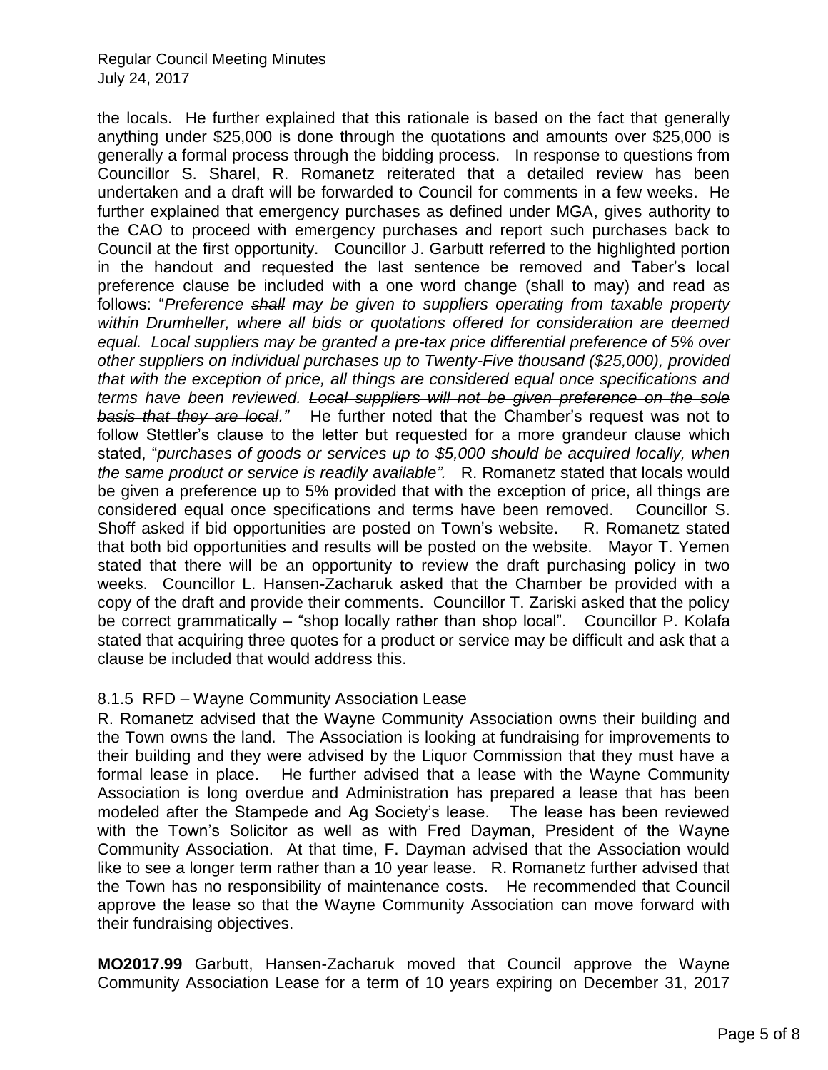the locals. He further explained that this rationale is based on the fact that generally anything under $25,000 is done through the quotations and amounts over $25,000 is generally a formal process through the bidding process. In response to questions from Councillor S. Sharel, R. Romanetz reiterated that a detailed review has been undertaken and a draft will be forwarded to Council for comments in a few weeks. He further explained that emergency purchases as defined under MGA, gives authority to the CAO to proceed with emergency purchases and report such purchases back to Council at the first opportunity. Councillor J. Garbutt referred to the highlighted portion in the handout and requested the last sentence be removed and Taber's local preference clause be included with a one word change (shall to may) and read as follows: "*Preference ~~shall~~ may be given to suppliers operating from taxable property within Drumheller, where all bids or quotations offered for consideration are deemed equal. Local suppliers may be granted a pre-tax price differential preference of 5% over other suppliers on individual purchases up to Twenty-Five thousand ($25,000), provided that with the exception of price, all things are considered equal once specifications and terms have been reviewed. ~~Local suppliers will not be given preference on the sole basis that they are local~~.*" He further noted that the Chamber's request was not to follow Stettler's clause to the letter but requested for a more grandeur clause which stated, "*purchases of goods or services up to $5,000 should be acquired locally, when the same product or service is readily available".* R. Romanetz stated that locals would be given a preference up to 5% provided that with the exception of price, all things are considered equal once specifications and terms have been removed. Councillor S. Shoff asked if bid opportunities are posted on Town's website. R. Romanetz stated that both bid opportunities and results will be posted on the website. Mayor T. Yemen stated that there will be an opportunity to review the draft purchasing policy in two weeks. Councillor L. Hansen-Zacharuk asked that the Chamber be provided with a copy of the draft and provide their comments. Councillor T. Zariski asked that the policy be correct grammatically – "shop locally rather than shop local". Councillor P. Kolafa stated that acquiring three quotes for a product or service may be difficult and ask that a clause be included that would address this.

8.1.5 RFD – Wayne Community Association Lease

R. Romanetz advised that the Wayne Community Association owns their building and the Town owns the land. The Association is looking at fundraising for improvements to their building and they were advised by the Liquor Commission that they must have a formal lease in place. He further advised that a lease with the Wayne Community Association is long overdue and Administration has prepared a lease that has been modeled after the Stampede and Ag Society's lease. The lease has been reviewed with the Town's Solicitor as well as with Fred Dayman, President of the Wayne Community Association. At that time, F. Dayman advised that the Association would like to see a longer term rather than a 10 year lease. R. Romanetz further advised that the Town has no responsibility of maintenance costs. He recommended that Council approve the lease so that the Wayne Community Association can move forward with their fundraising objectives.

**MO2017.99** Garbutt, Hansen-Zacharuk moved that Council approve the Wayne Community Association Lease for a term of 10 years expiring on December 31, 2017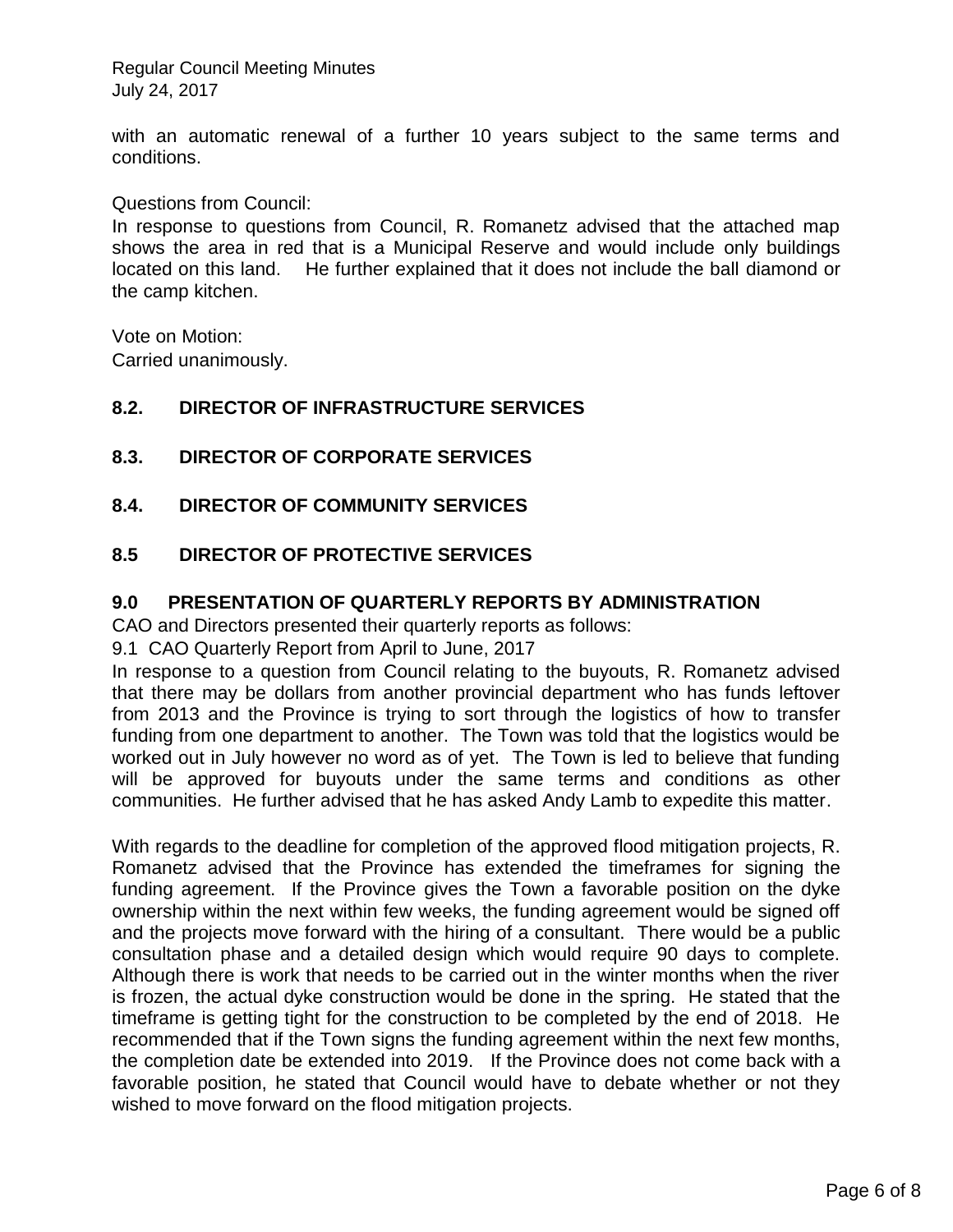with an automatic renewal of a further 10 years subject to the same terms and conditions.

Questions from Council:
In response to questions from Council, R. Romanetz advised that the attached map shows the area in red that is a Municipal Reserve and would include only buildings located on this land. He further explained that it does not include the ball diamond or the camp kitchen.

Vote on Motion:
Carried unanimously.

### 8.2. DIRECTOR OF INFRASTRUCTURE SERVICES

### 8.3. DIRECTOR OF CORPORATE SERVICES

### 8.4. DIRECTOR OF COMMUNITY SERVICES

### 8.5 DIRECTOR OF PROTECTIVE SERVICES

## 9.0 PRESENTATION OF QUARTERLY REPORTS BY ADMINISTRATION

CAO and Directors presented their quarterly reports as follows:

9.1 CAO Quarterly Report from April to June, 2017

In response to a question from Council relating to the buyouts, R. Romanetz advised that there may be dollars from another provincial department who has funds leftover from 2013 and the Province is trying to sort through the logistics of how to transfer funding from one department to another. The Town was told that the logistics would be worked out in July however no word as of yet. The Town is led to believe that funding will be approved for buyouts under the same terms and conditions as other communities. He further advised that he has asked Andy Lamb to expedite this matter.

With regards to the deadline for completion of the approved flood mitigation projects, R. Romanetz advised that the Province has extended the timeframes for signing the funding agreement. If the Province gives the Town a favorable position on the dyke ownership within the next within few weeks, the funding agreement would be signed off and the projects move forward with the hiring of a consultant. There would be a public consultation phase and a detailed design which would require 90 days to complete. Although there is work that needs to be carried out in the winter months when the river is frozen, the actual dyke construction would be done in the spring. He stated that the timeframe is getting tight for the construction to be completed by the end of 2018. He recommended that if the Town signs the funding agreement within the next few months, the completion date be extended into 2019. If the Province does not come back with a favorable position, he stated that Council would have to debate whether or not they wished to move forward on the flood mitigation projects.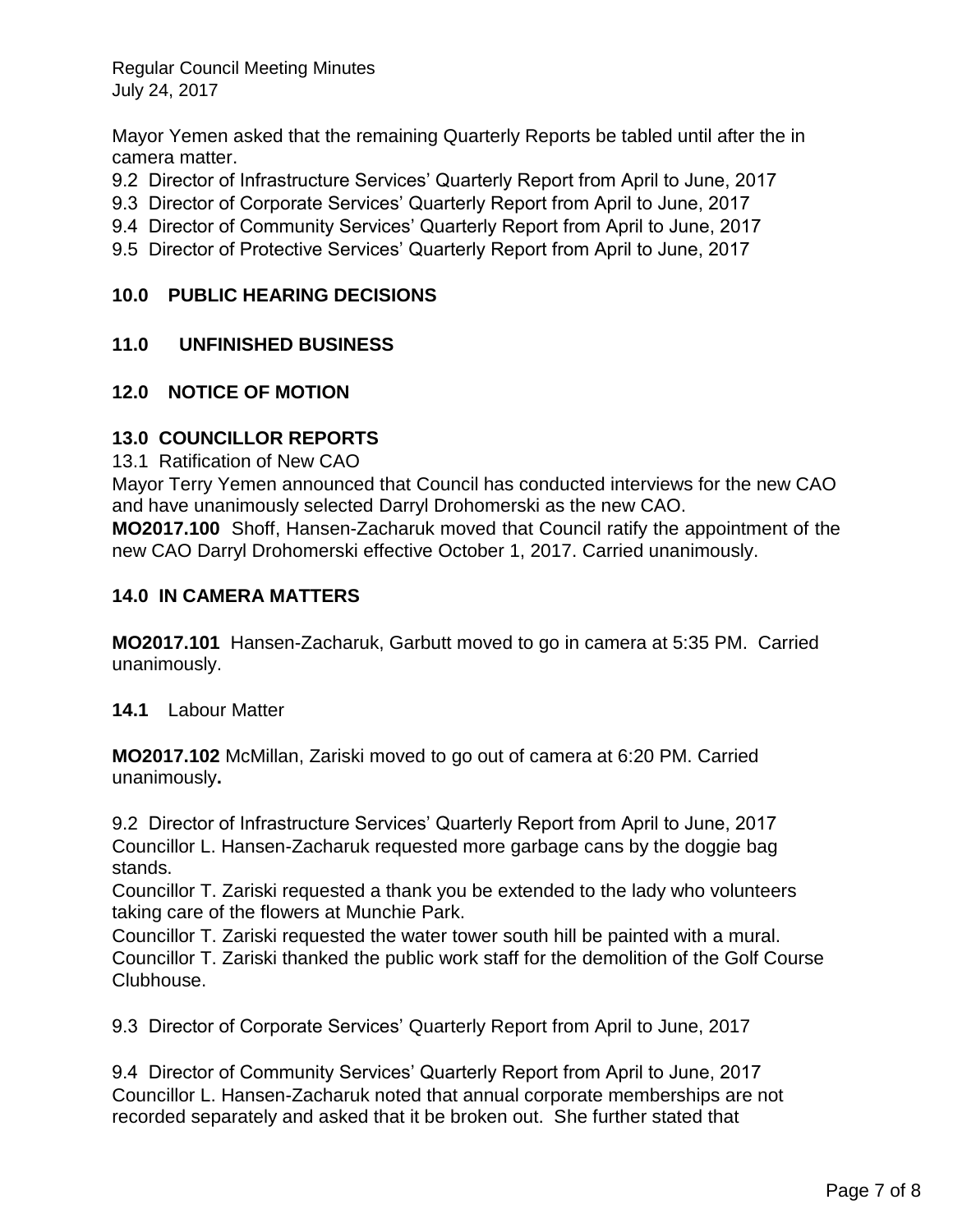Mayor Yemen asked that the remaining Quarterly Reports be tabled until after the in camera matter.

9.2 Director of Infrastructure Services' Quarterly Report from April to June, 2017
9.3 Director of Corporate Services' Quarterly Report from April to June, 2017
9.4 Director of Community Services' Quarterly Report from April to June, 2017
9.5 Director of Protective Services' Quarterly Report from April to June, 2017

## 10.0 PUBLIC HEARING DECISIONS

## 11.0 UNFINISHED BUSINESS

## 12.0 NOTICE OF MOTION

## 13.0 COUNCILLOR REPORTS

13.1 Ratification of New CAO

Mayor Terry Yemen announced that Council has conducted interviews for the new CAO and have unanimously selected Darryl Drohomerski as the new CAO.

**MO2017.100** Shoff, Hansen-Zacharuk moved that Council ratify the appointment of the new CAO Darryl Drohomerski effective October 1, 2017. Carried unanimously.

## 14.0 IN CAMERA MATTERS

**MO2017.101** Hansen-Zacharuk, Garbutt moved to go in camera at 5:35 PM. Carried unanimously.

**14.1** Labour Matter

**MO2017.102** McMillan, Zariski moved to go out of camera at 6:20 PM. Carried unanimously**.**

9.2 Director of Infrastructure Services' Quarterly Report from April to June, 2017
Councillor L. Hansen-Zacharuk requested more garbage cans by the doggie bag stands.
Councillor T. Zariski requested a thank you be extended to the lady who volunteers taking care of the flowers at Munchie Park.
Councillor T. Zariski requested the water tower south hill be painted with a mural.
Councillor T. Zariski thanked the public work staff for the demolition of the Golf Course Clubhouse.

9.3 Director of Corporate Services' Quarterly Report from April to June, 2017

9.4 Director of Community Services' Quarterly Report from April to June, 2017
Councillor L. Hansen-Zacharuk noted that annual corporate memberships are not recorded separately and asked that it be broken out. She further stated that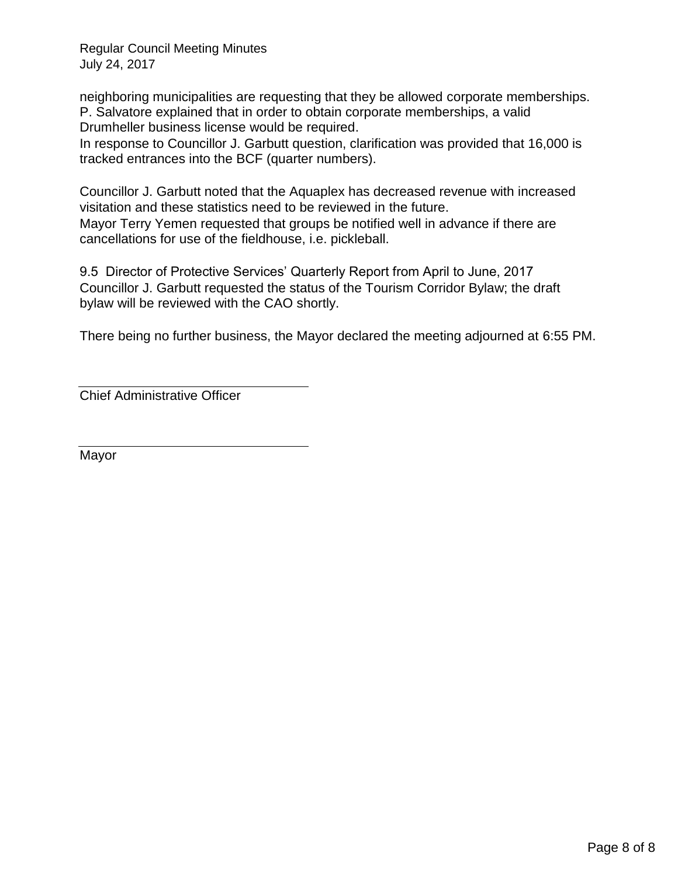neighboring municipalities are requesting that they be allowed corporate memberships. P. Salvatore explained that in order to obtain corporate memberships, a valid Drumheller business license would be required.
In response to Councillor J. Garbutt question, clarification was provided that 16,000 is tracked entrances into the BCF (quarter numbers).

Councillor J. Garbutt noted that the Aquaplex has decreased revenue with increased visitation and these statistics need to be reviewed in the future.
Mayor Terry Yemen requested that groups be notified well in advance if there are cancellations for use of the fieldhouse, i.e. pickleball.

9.5 Director of Protective Services' Quarterly Report from April to June, 2017
Councillor J. Garbutt requested the status of the Tourism Corridor Bylaw; the draft bylaw will be reviewed with the CAO shortly.

There being no further business, the Mayor declared the meeting adjourned at 6:55 PM.

\_\_\_\_\_\_\_\_\_\_\_\_\_\_\_\_\_\_\_\_\_\_\_\_\_\_\_\_\_\_\_\_\_\_\_\_

Chief Administrative Officer

\_\_\_\_\_\_\_\_\_\_\_\_\_\_\_\_\_\_\_\_\_\_\_\_\_\_\_\_\_\_\_\_\_\_\_\_

Mayor